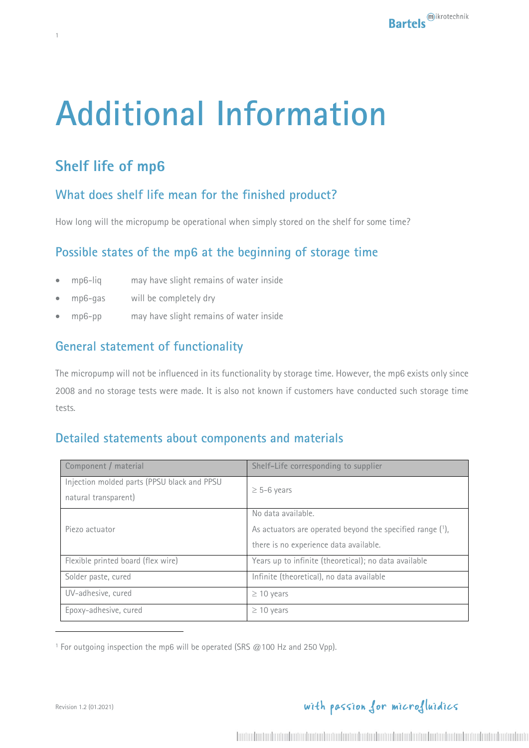# Additional Information

## Shelf life of mp6

### What does shelf life mean for the finished product?

How long will the micropump be operational when simply stored on the shelf for some time?

### Possible states of the mp6 at the beginning of storage time

- mp6-liq may have slight remains of water inside
- mp6-gas will be completely dry
- mp6-pp may have slight remains of water inside

### General statement of functionality

The micropump will not be influenced in its functionality by storage time. However, the mp6 exists only since 2008 and no storage tests were made. It is also not known if customers have conducted such storage time tests.

### Detailed statements about components and materials

| Component / material | Shelf-Life corresponding to supplier |
| --- | --- |
| Injection molded parts (PPSU black and PPSU natural transparent) | ≥ 5-6 years |
| Piezo actuator | No data available.<br>As actuators are operated beyond the specified range [1], there is no experience data available. |
| Flexible printed board (flex wire) | Years up to infinite (theoretical); no data available |
| Solder paste, cured | Infinite (theoretical), no data available |
| UV-adhesive, cured | ≥ 10 years |
| Epoxy-adhesive, cured | ≥ 10 years |

[1] For outgoing inspection the mp6 will be operated (SRS @100 Hz and 250 Vpp).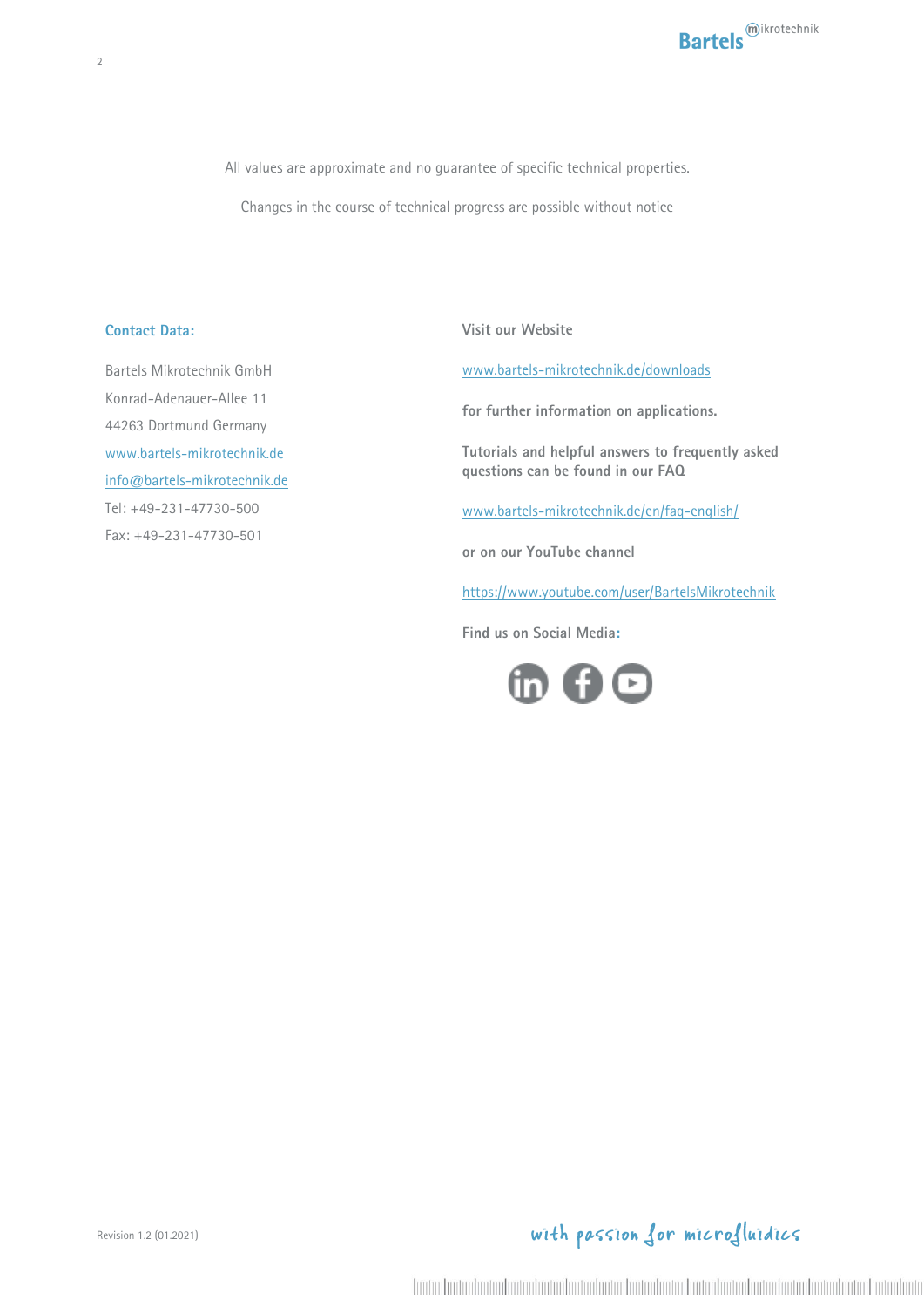All values are approximate and no guarantee of specific technical properties.

Changes in the course of technical progress are possible without notice

**Contact Data:**

Bartels Mikrotechnik GmbH
Konrad-Adenauer-Allee 11
44263 Dortmund Germany
www.bartels-mikrotechnik.de
info@bartels-mikrotechnik.de
Tel: +49-231-47730-500
Fax: +49-231-47730-501

**Visit our Website**

www.bartels-mikrotechnik.de/downloads

**for further information on applications.**

**Tutorials and helpful answers to frequently asked questions can be found in our FAQ**

www.bartels-mikrotechnik.de/en/faq-english/

**or on our YouTube channel**

https://www.youtube.com/user/BartelsMikrotechnik

**Find us on Social Media:**

Revision 1.2 (01.2021)

with passion for microfluidics